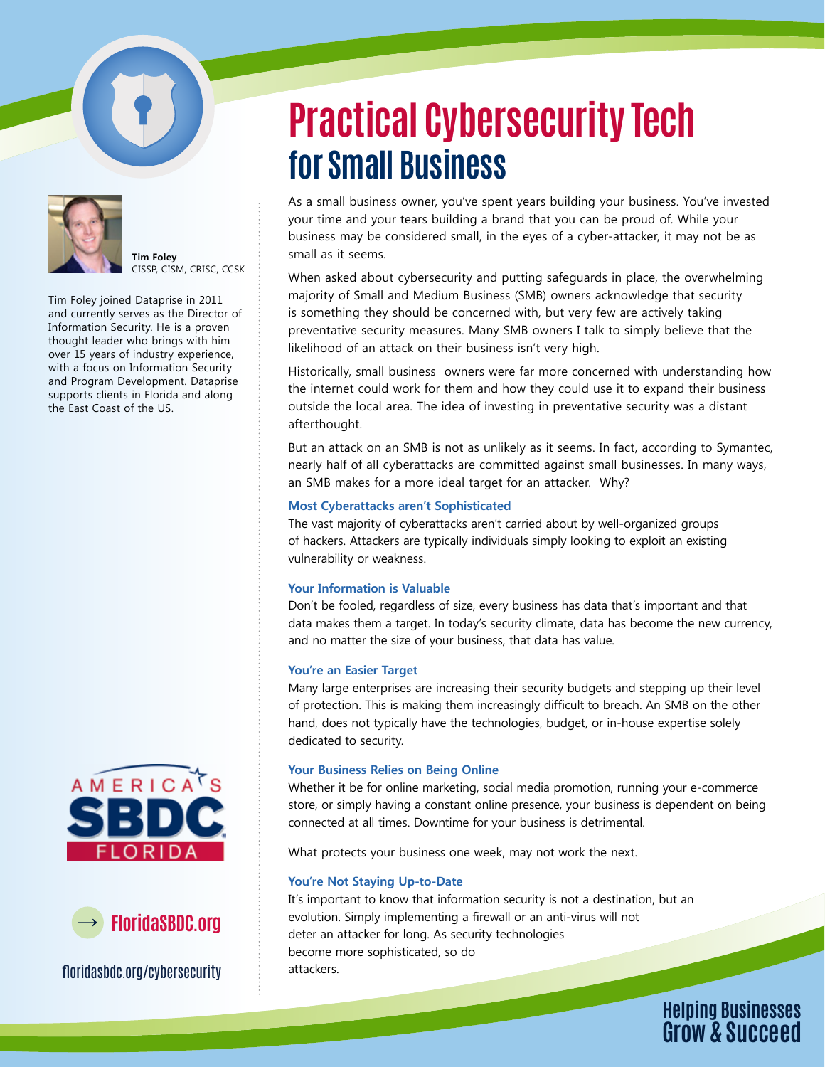# Practical Cybersecurity Tech for Small Business

**Tim Foley**
CISSP, CISM, CRISC, CCSK

Tim Foley joined Dataprise in 2011 and currently serves as the Director of Information Security. He is a proven thought leader who brings with him over 15 years of industry experience, with a focus on Information Security and Program Development. Dataprise supports clients in Florida and along the East Coast of the US.

As a small business owner, you've spent years building your business. You've invested your time and your tears building a brand that you can be proud of. While your business may be considered small, in the eyes of a cyber-attacker, it may not be as small as it seems.

When asked about cybersecurity and putting safeguards in place, the overwhelming majority of Small and Medium Business (SMB) owners acknowledge that security is something they should be concerned with, but very few are actively taking preventative security measures. Many SMB owners I talk to simply believe that the likelihood of an attack on their business isn't very high.

Historically, small business owners were far more concerned with understanding how the internet could work for them and how they could use it to expand their business outside the local area. The idea of investing in preventative security was a distant afterthought.

But an attack on an SMB is not as unlikely as it seems. In fact, according to Symantec, nearly half of all cyberattacks are committed against small businesses. In many ways, an SMB makes for a more ideal target for an attacker. Why?

### Most Cyberattacks aren't Sophisticated

The vast majority of cyberattacks aren't carried about by well-organized groups of hackers. Attackers are typically individuals simply looking to exploit an existing vulnerability or weakness.

### Your Information is Valuable

Don't be fooled, regardless of size, every business has data that's important and that data makes them a target. In today's security climate, data has become the new currency, and no matter the size of your business, that data has value.

### You're an Easier Target

Many large enterprises are increasing their security budgets and stepping up their level of protection. This is making them increasingly difficult to breach. An SMB on the other hand, does not typically have the technologies, budget, or in-house expertise solely dedicated to security.

### Your Business Relies on Being Online

Whether it be for online marketing, social media promotion, running your e-commerce store, or simply having a constant online presence, your business is dependent on being connected at all times. Downtime for your business is detrimental.

What protects your business one week, may not work the next.

### You're Not Staying Up-to-Date

It's important to know that information security is not a destination, but an evolution. Simply implementing a firewall or an anti-virus will not deter an attacker for long. As security technologies become more sophisticated, so do attackers.

America's SBDC Florida

→ FloridaSBDC.org

floridasbdc.org/cybersecurity

Helping Businesses Grow & Succeed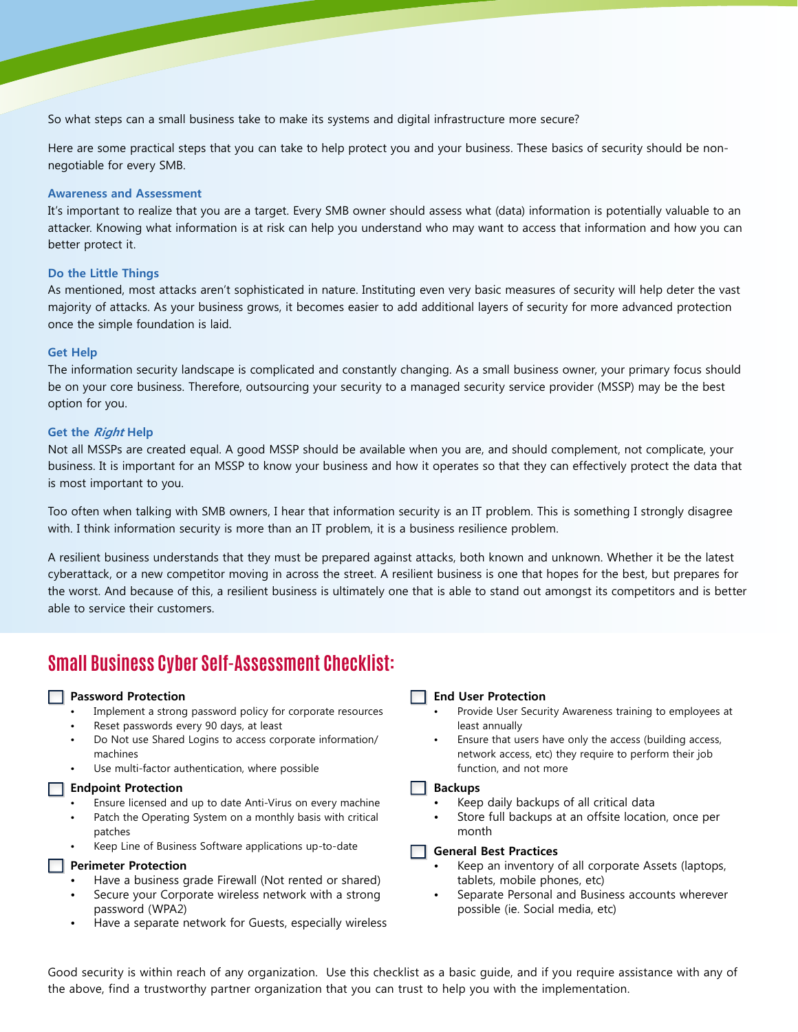So what steps can a small business take to make its systems and digital infrastructure more secure?

Here are some practical steps that you can take to help protect you and your business. These basics of security should be non-negotiable for every SMB.

### Awareness and Assessment

It's important to realize that you are a target. Every SMB owner should assess what (data) information is potentially valuable to an attacker. Knowing what information is at risk can help you understand who may want to access that information and how you can better protect it.

### Do the Little Things

As mentioned, most attacks aren't sophisticated in nature. Instituting even very basic measures of security will help deter the vast majority of attacks. As your business grows, it becomes easier to add additional layers of security for more advanced protection once the simple foundation is laid.

### Get Help

The information security landscape is complicated and constantly changing. As a small business owner, your primary focus should be on your core business. Therefore, outsourcing your security to a managed security service provider (MSSP) may be the best option for you.

### Get the *Right* Help

Not all MSSPs are created equal. A good MSSP should be available when you are, and should complement, not complicate, your business. It is important for an MSSP to know your business and how it operates so that they can effectively protect the data that is most important to you.

Too often when talking with SMB owners, I hear that information security is an IT problem. This is something I strongly disagree with. I think information security is more than an IT problem, it is a business resilience problem.

A resilient business understands that they must be prepared against attacks, both known and unknown. Whether it be the latest cyberattack, or a new competitor moving in across the street. A resilient business is one that hopes for the best, but prepares for the worst. And because of this, a resilient business is ultimately one that is able to stand out amongst its competitors and is better able to service their customers.

## Small Business Cyber Self-Assessment Checklist:

- [ ] **Password Protection**
  - Implement a strong password policy for corporate resources
  - Reset passwords every 90 days, at least
  - Do Not use Shared Logins to access corporate information/ machines
  - Use multi-factor authentication, where possible
- [ ] **Endpoint Protection**
  - Ensure licensed and up to date Anti-Virus on every machine
  - Patch the Operating System on a monthly basis with critical patches
  - Keep Line of Business Software applications up-to-date
- [ ] **Perimeter Protection**
  - Have a business grade Firewall (Not rented or shared)
  - Secure your Corporate wireless network with a strong password (WPA2)
  - Have a separate network for Guests, especially wireless
- [ ] **End User Protection**
  - Provide User Security Awareness training to employees at least annually
  - Ensure that users have only the access (building access, network access, etc) they require to perform their job function, and not more
- [ ] **Backups**
  - Keep daily backups of all critical data
  - Store full backups at an offsite location, once per month
- [ ] **General Best Practices**
  - Keep an inventory of all corporate Assets (laptops, tablets, mobile phones, etc)
  - Separate Personal and Business accounts wherever possible (ie. Social media, etc)

Good security is within reach of any organization. Use this checklist as a basic guide, and if you require assistance with any of the above, find a trustworthy partner organization that you can trust to help you with the implementation.